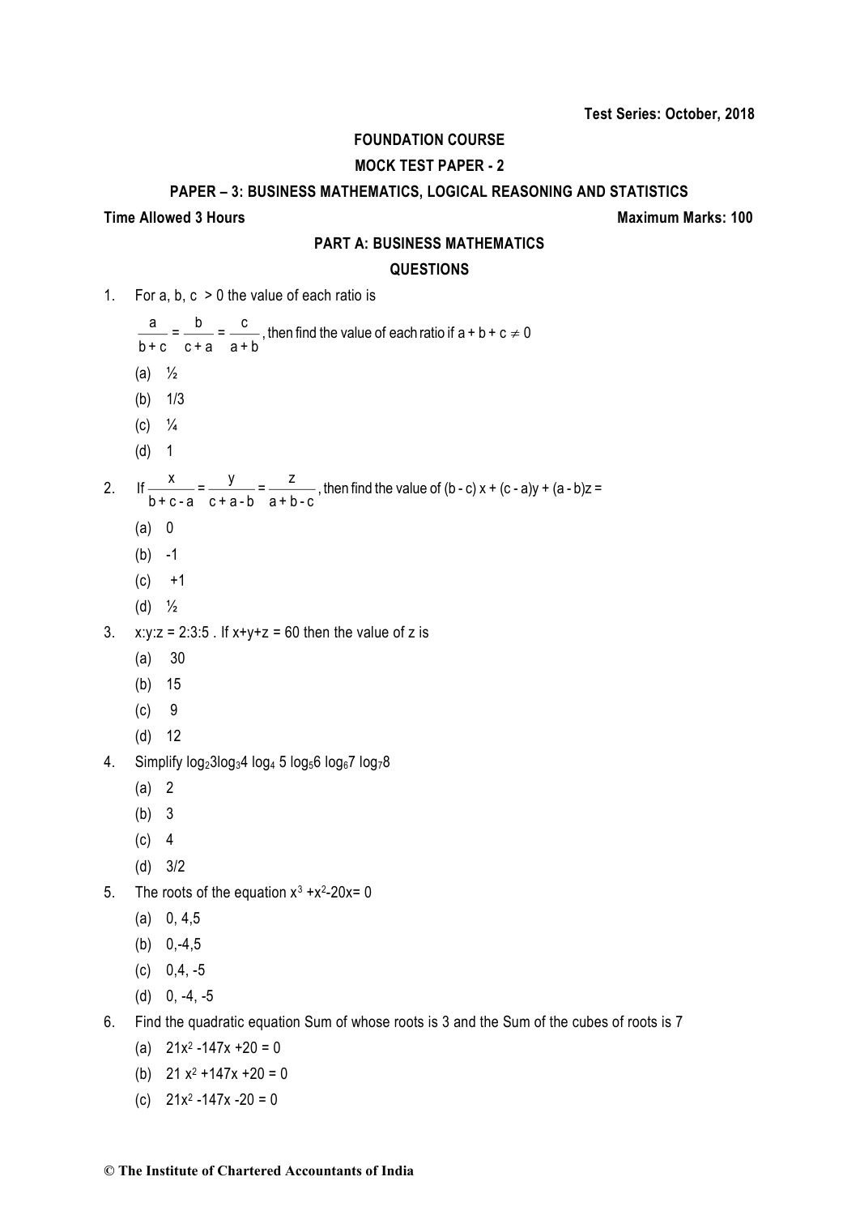**Test Series: October, 2018**

**FOUNDATION COURSE**

**MOCK TEST PAPER - 2**

**PAPER – 3: BUSINESS MATHEMATICS, LOGICAL REASONING AND STATISTICS**

**Time Allowed 3 Hours** **Maximum Marks: 100**

**PART A: BUSINESS MATHEMATICS**

**QUESTIONS**

1. For a, b, c > 0 the value of each ratio is

   $\frac{a}{b+c} = \frac{b}{c+a} = \frac{c}{a+b}$, then find the value of each ratio if $a + b + c \neq 0$

   (a) ½

   (b) 1/3

   (c) ¼

   (d) 1

2. If $\frac{x}{b+c-a} = \frac{y}{c+a-b} = \frac{z}{a+b-c}$, then find the value of $(b - c)x + (c - a)y + (a - b)z =$

   (a) 0

   (b) -1

   (c) +1

   (d) ½

3. x:y:z = 2:3:5 . If x+y+z = 60 then the value of z is

   (a) 30

   (b) 15

   (c) 9

   (d) 12

4. Simplify $\log_2 3 \log_3 4 \log_4 5 \log_5 6 \log_6 7 \log_7 8$

   (a) 2

   (b) 3

   (c) 4

   (d) 3/2

5. The roots of the equation $x^3 + x^2 - 20x = 0$

   (a) 0, 4,5

   (b) 0,-4,5

   (c) 0,4, -5

   (d) 0, -4, -5

6. Find the quadratic equation Sum of whose roots is 3 and the Sum of the cubes of roots is 7

   (a) $21x^2 - 147x + 20 = 0$

   (b) $21x^2 + 147x + 20 = 0$

   (c) $21x^2 - 147x - 20 = 0$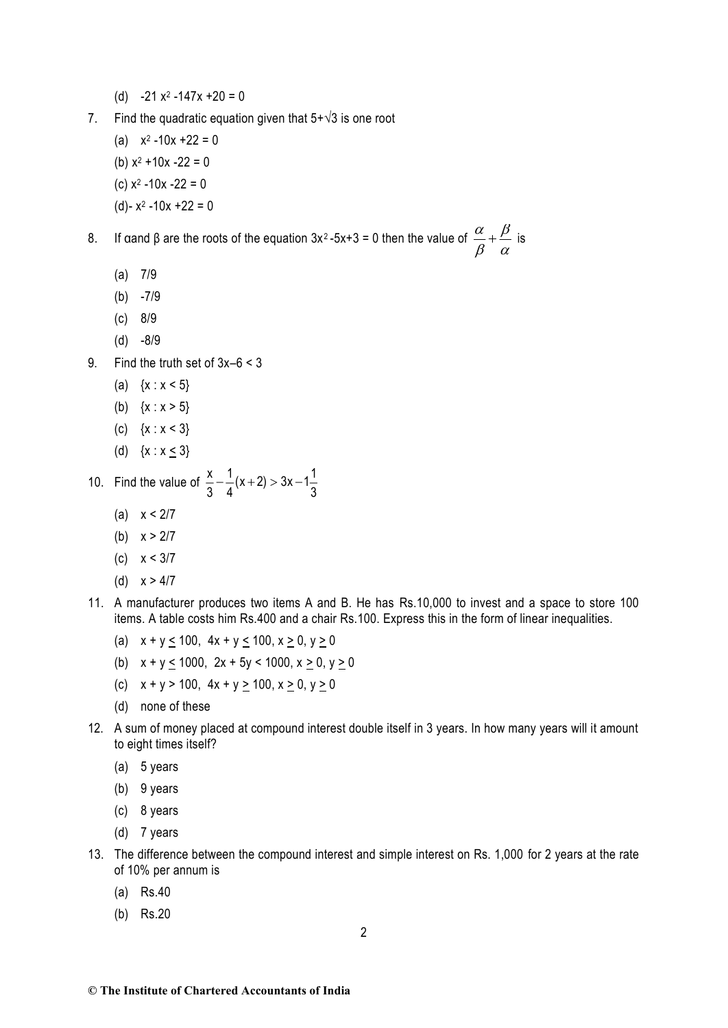(d) $-21x^2 - 147x + 20 = 0$

7. Find the quadratic equation given that $5+\sqrt{3}$ is one root

   (a) $x^2 - 10x + 22 = 0$

   (b) $x^2 + 10x - 22 = 0$

   (c) $x^2 - 10x - 22 = 0$

   (d) $-x^2 - 10x + 22 = 0$

8. If $\alpha$ and $\beta$ are the roots of the equation $3x^2 - 5x + 3 = 0$ then the value of $\frac{\alpha}{\beta} + \frac{\beta}{\alpha}$ is

   (a) 7/9

   (b) -7/9

   (c) 8/9

   (d) -8/9

9. Find the truth set of $3x - 6 < 3$

   (a) $\{x : x < 5\}$

   (b) $\{x : x > 5\}$

   (c) $\{x : x < 3\}$

   (d) $\{x : x \leq 3\}$

10. Find the value of $\frac{x}{3} - \frac{1}{4}(x+2) > 3x - 1\frac{1}{3}$

    (a) $x < 2/7$

    (b) $x > 2/7$

    (c) $x < 3/7$

    (d) $x > 4/7$

11. A manufacturer produces two items A and B. He has Rs.10,000 to invest and a space to store 100 items. A table costs him Rs.400 and a chair Rs.100. Express this in the form of linear inequalities.

    (a) $x + y \leq 100$, $4x + y \leq 100$, $x \geq 0$, $y \geq 0$

    (b) $x + y \leq 1000$, $2x + 5y < 1000$, $x \geq 0$, $y \geq 0$

    (c) $x + y > 100$, $4x + y \geq 100$, $x \geq 0$, $y \geq 0$

    (d) none of these

12. A sum of money placed at compound interest double itself in 3 years. In how many years will it amount to eight times itself?

    (a) 5 years

    (b) 9 years

    (c) 8 years

    (d) 7 years

13. The difference between the compound interest and simple interest on Rs. 1,000 for 2 years at the rate of 10% per annum is

    (a) Rs.40

    (b) Rs.20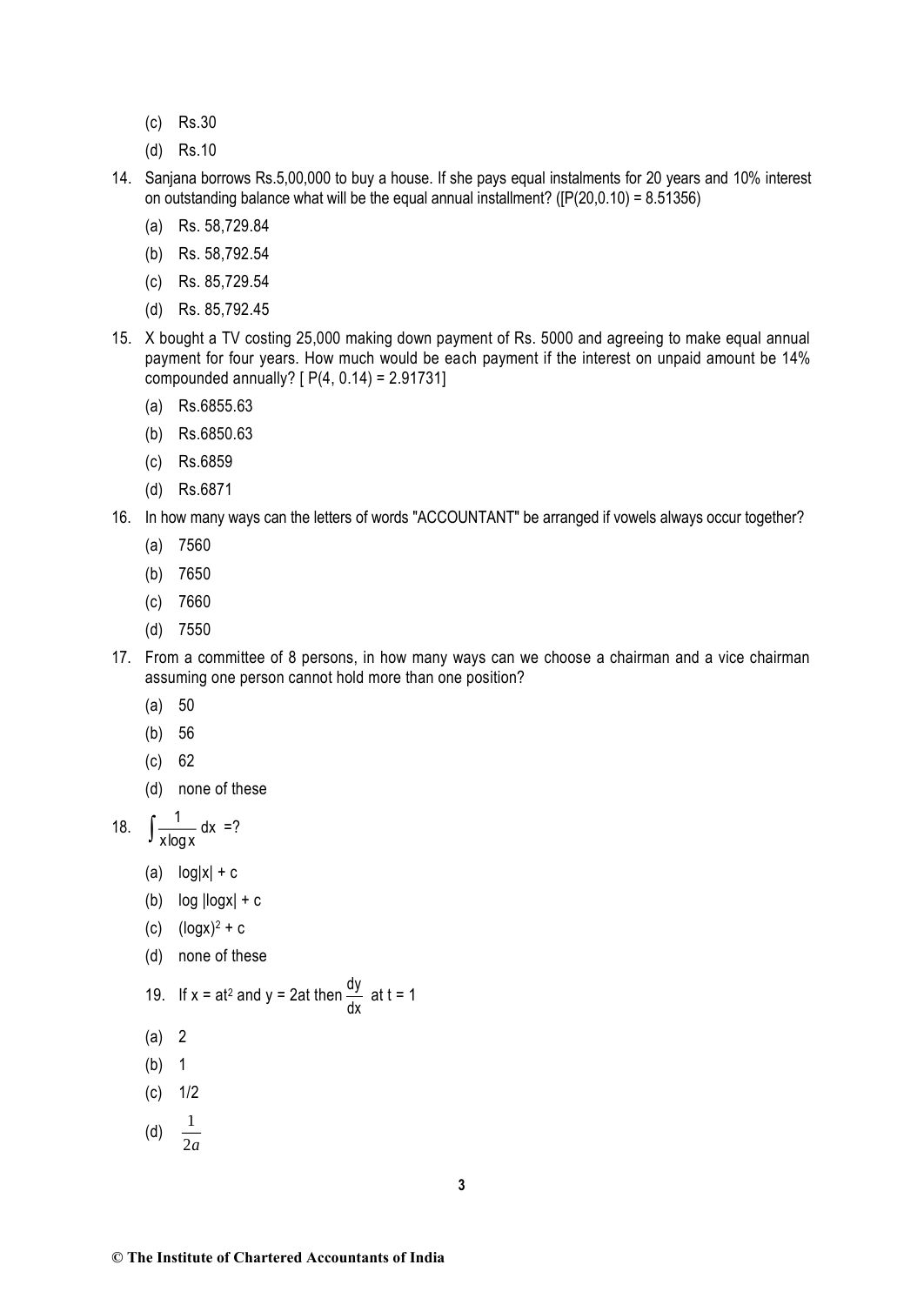(c) Rs.30

(d) Rs.10

14. Sanjana borrows Rs.5,00,000 to buy a house. If she pays equal instalments for 20 years and 10% interest on outstanding balance what will be the equal annual installment? ([P(20,0.10) = 8.51356)

    (a) Rs. 58,729.84

    (b) Rs. 58,792.54

    (c) Rs. 85,729.54

    (d) Rs. 85,792.45

15. X bought a TV costing 25,000 making down payment of Rs. 5000 and agreeing to make equal annual payment for four years. How much would be each payment if the interest on unpaid amount be 14% compounded annually? [ P(4, 0.14) = 2.91731]

    (a) Rs.6855.63

    (b) Rs.6850.63

    (c) Rs.6859

    (d) Rs.6871

16. In how many ways can the letters of words "ACCOUNTANT" be arranged if vowels always occur together?

    (a) 7560

    (b) 7650

    (c) 7660

    (d) 7550

17. From a committee of 8 persons, in how many ways can we choose a chairman and a vice chairman assuming one person cannot hold more than one position?

    (a) 50

    (b) 56

    (c) 62

    (d) none of these

18. $\int \frac{1}{x \log x} dx$ =?

    (a) $\log|x| + c$

    (b) $\log|\log x| + c$

    (c) $(\log x)^2 + c$

    (d) none of these

19. If $x = at^2$ and $y = 2at$ then $\frac{dy}{dx}$ at t = 1

    (a) 2

    (b) 1

    (c) 1/2

    (d) $\frac{1}{2a}$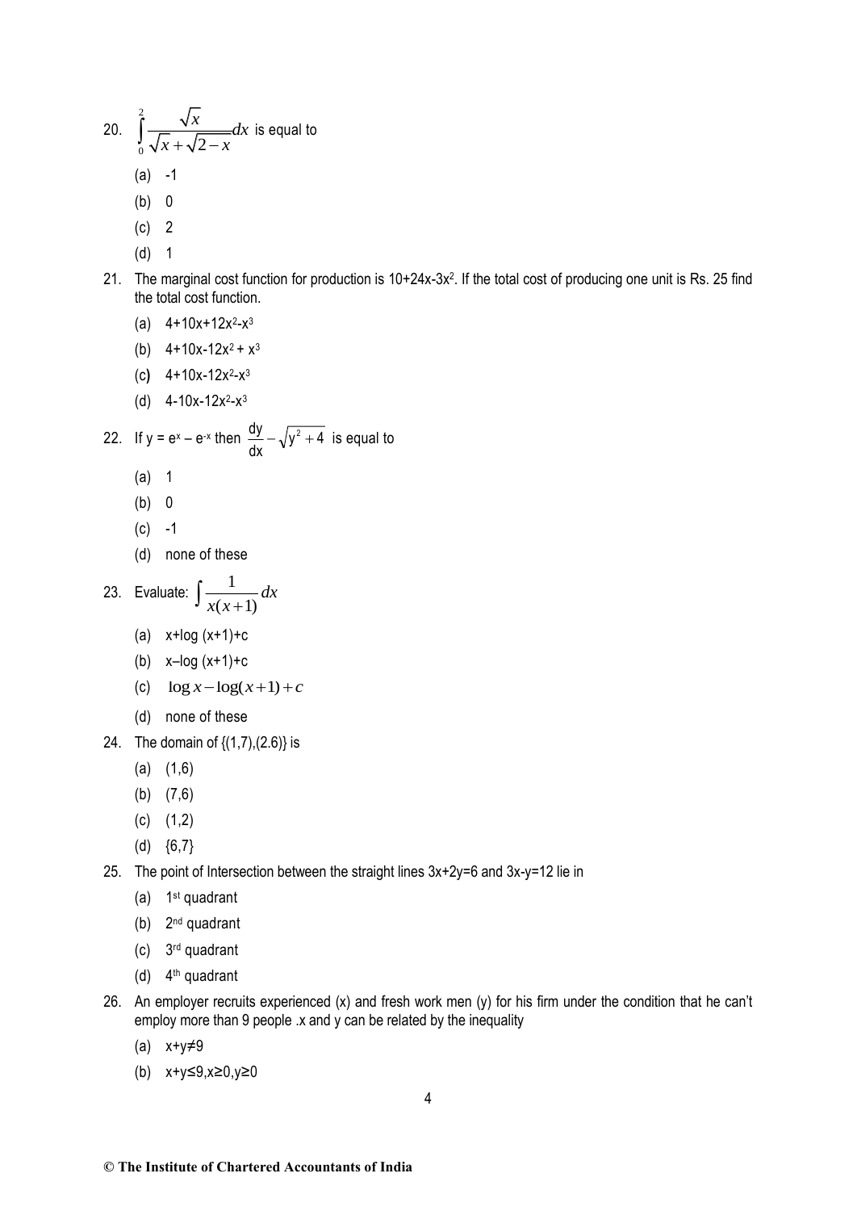20. $\int_0^2 \frac{\sqrt{x}}{\sqrt{x}+\sqrt{2-x}}dx$ is equal to

   (a) -1

   (b) 0

   (c) 2

   (d) 1

21. The marginal cost function for production is $10+24x-3x^2$. If the total cost of producing one unit is Rs. 25 find the total cost function.

   (a) $4+10x+12x^2-x^3$

   (b) $4+10x-12x^2+x^3$

   (c) $4+10x-12x^2-x^3$

   (d) $4-10x-12x^2-x^3$

22. If $y = e^x - e^{-x}$ then $\frac{dy}{dx} - \sqrt{y^2+4}$ is equal to

   (a) 1

   (b) 0

   (c) -1

   (d) none of these

23. Evaluate: $\int \frac{1}{x(x+1)}dx$

   (a) $x+\log(x+1)+c$

   (b) $x-\log(x+1)+c$

   (c) $\log x - \log(x+1)+c$

   (d) none of these

24. The domain of {(1,7),(2.6)} is

   (a) (1,6)

   (b) (7,6)

   (c) (1,2)

   (d) {6,7}

25. The point of Intersection between the straight lines $3x+2y=6$ and $3x-y=12$ lie in

   (a) 1st quadrant

   (b) 2nd quadrant

   (c) 3rd quadrant

   (d) 4th quadrant

26. An employer recruits experienced (x) and fresh work men (y) for his firm under the condition that he can't employ more than 9 people .x and y can be related by the inequality

   (a) $x+y \neq 9$

   (b) $x+y \leq 9, x \geq 0, y \geq 0$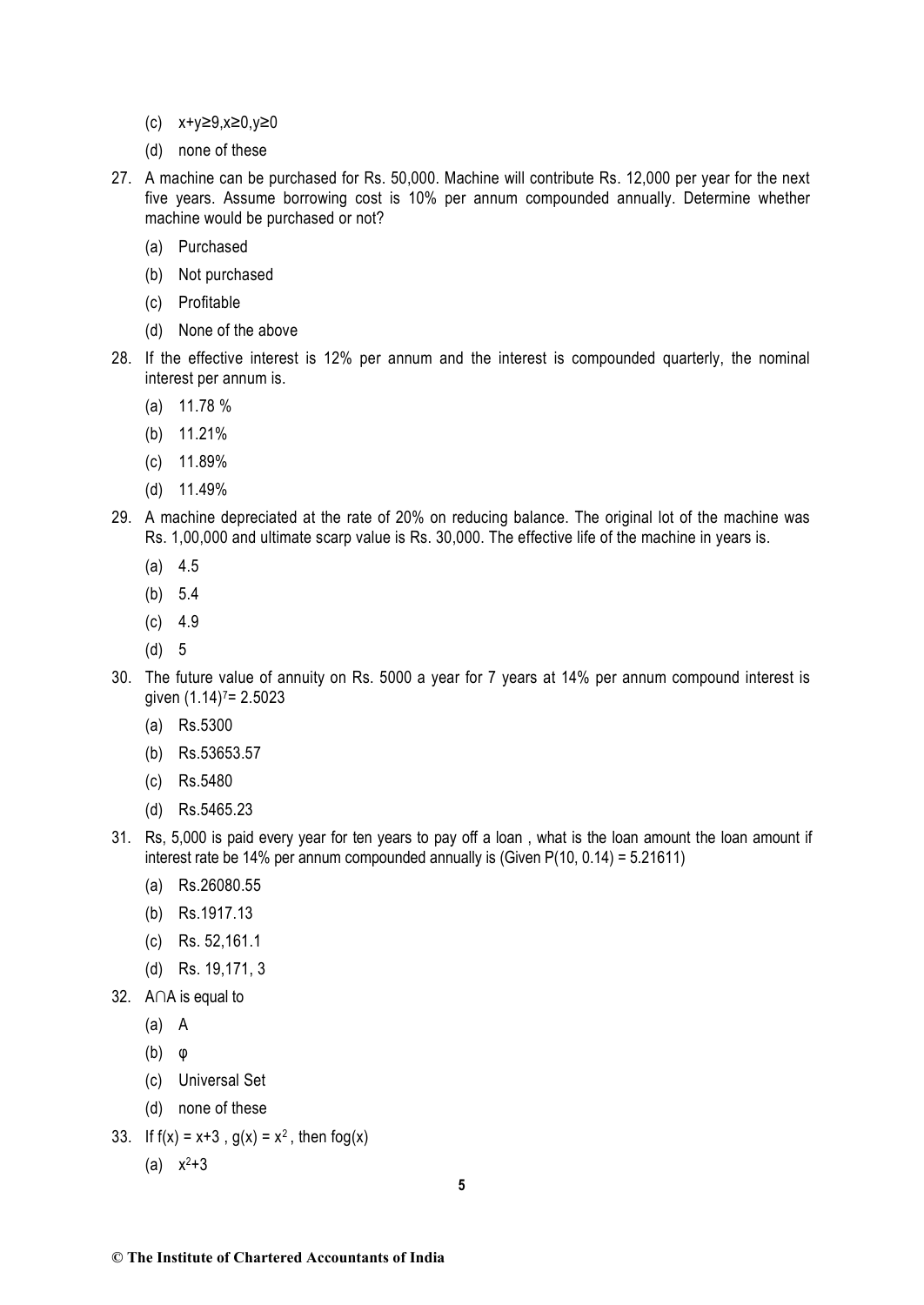(c) $x+y\geq 9, x\geq 0, y\geq 0$

(d) none of these

27. A machine can be purchased for Rs. 50,000. Machine will contribute Rs. 12,000 per year for the next five years. Assume borrowing cost is 10% per annum compounded annually. Determine whether machine would be purchased or not?

    (a) Purchased

    (b) Not purchased

    (c) Profitable

    (d) None of the above

28. If the effective interest is 12% per annum and the interest is compounded quarterly, the nominal interest per annum is.

    (a) 11.78 %

    (b) 11.21%

    (c) 11.89%

    (d) 11.49%

29. A machine depreciated at the rate of 20% on reducing balance. The original lot of the machine was Rs. 1,00,000 and ultimate scarp value is Rs. 30,000. The effective life of the machine in years is.

    (a) 4.5

    (b) 5.4

    (c) 4.9

    (d) 5

30. The future value of annuity on Rs. 5000 a year for 7 years at 14% per annum compound interest is given $(1.14)^7 = 2.5023$

    (a) Rs.5300

    (b) Rs.53653.57

    (c) Rs.5480

    (d) Rs.5465.23

31. Rs, 5,000 is paid every year for ten years to pay off a loan , what is the loan amount the loan amount if interest rate be 14% per annum compounded annually is (Given P(10, 0.14) = 5.21611)

    (a) Rs.26080.55

    (b) Rs.1917.13

    (c) Rs. 52,161.1

    (d) Rs. 19,171, 3

32. $A \cap A$ is equal to

    (a) A

    (b) $\varphi$

    (c) Universal Set

    (d) none of these

33. If $f(x) = x+3$ , $g(x) = x^2$ , then fog(x)

    (a) $x^2+3$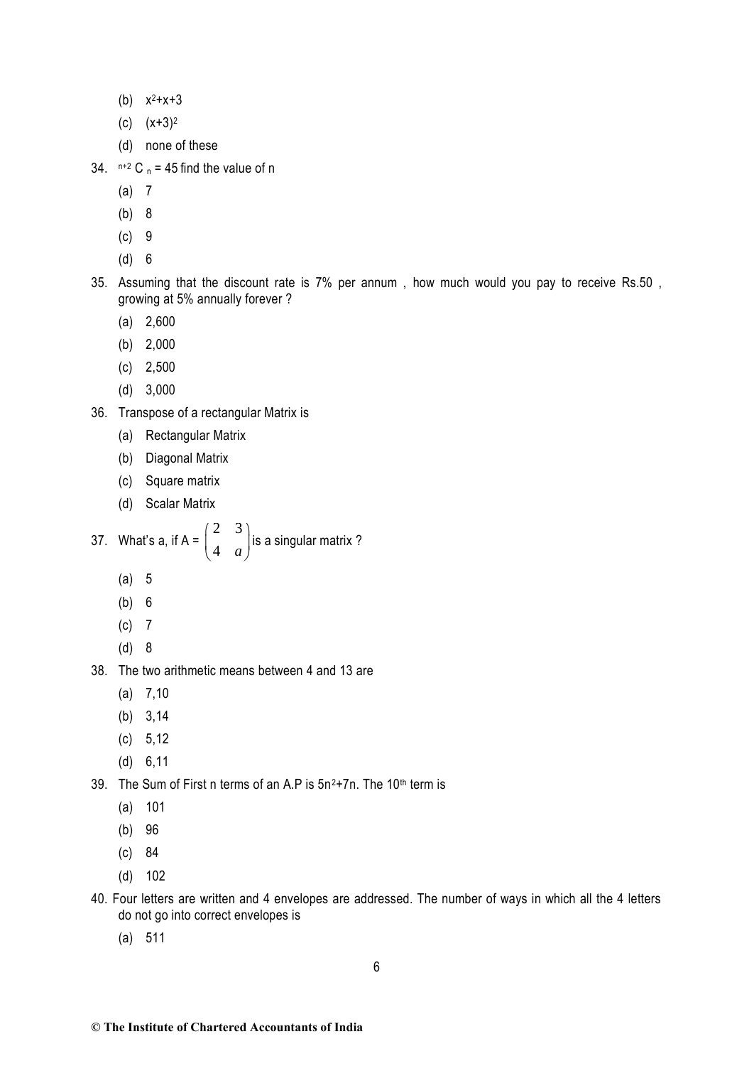(b) $x^2+x+3$

(c) $(x+3)^2$

(d) none of these

34. $^{n+2}C_n = 45$ find the value of n

    (a) 7

    (b) 8

    (c) 9

    (d) 6

35. Assuming that the discount rate is 7% per annum , how much would you pay to receive Rs.50 , growing at 5% annually forever ?

    (a) 2,600

    (b) 2,000

    (c) 2,500

    (d) 3,000

36. Transpose of a rectangular Matrix is

    (a) Rectangular Matrix

    (b) Diagonal Matrix

    (c) Square matrix

    (d) Scalar Matrix

37. What's a, if A = $\begin{pmatrix} 2 & 3 \\ 4 & a \end{pmatrix}$ is a singular matrix ?

    (a) 5

    (b) 6

    (c) 7

    (d) 8

38. The two arithmetic means between 4 and 13 are

    (a) 7,10

    (b) 3,14

    (c) 5,12

    (d) 6,11

39. The Sum of First n terms of an A.P is $5n^2+7n$. The $10^{th}$ term is

    (a) 101

    (b) 96

    (c) 84

    (d) 102

40. Four letters are written and 4 envelopes are addressed. The number of ways in which all the 4 letters do not go into correct envelopes is

    (a) 511

© The Institute of Chartered Accountants of India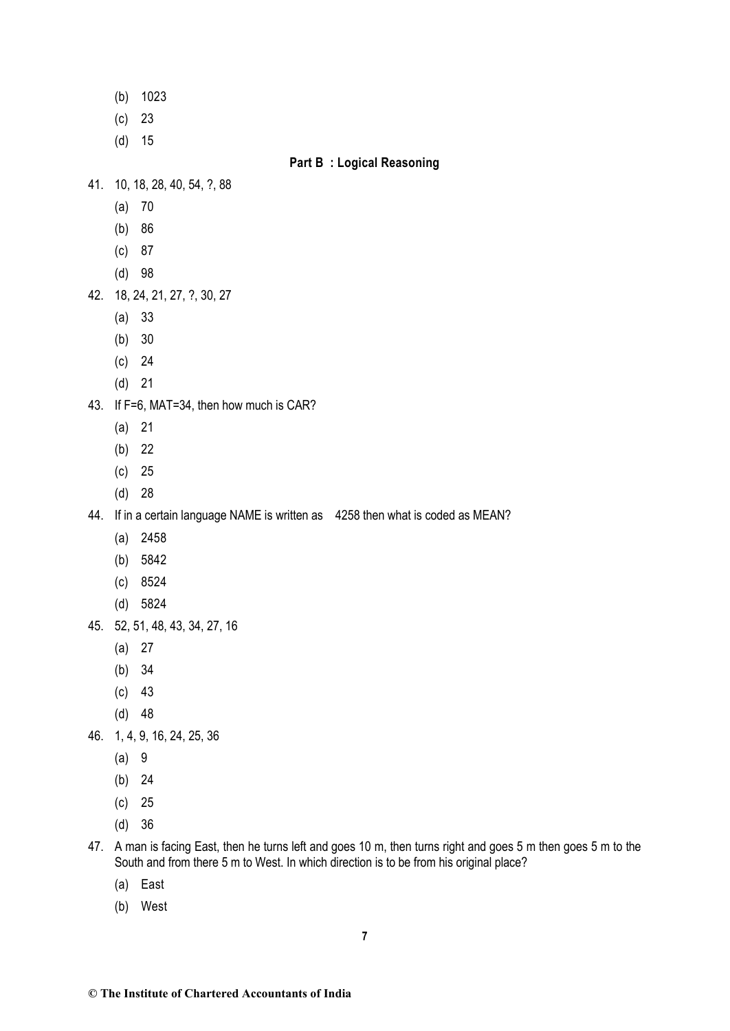(b) 1023

(c) 23

(d) 15

## Part B : Logical Reasoning

41. 10, 18, 28, 40, 54, ?, 88

    (a) 70

    (b) 86

    (c) 87

    (d) 98

42. 18, 24, 21, 27, ?, 30, 27

    (a) 33

    (b) 30

    (c) 24

    (d) 21

43. If F=6, MAT=34, then how much is CAR?

    (a) 21

    (b) 22

    (c) 25

    (d) 28

44. If in a certain language NAME is written as 4258 then what is coded as MEAN?

    (a) 2458

    (b) 5842

    (c) 8524

    (d) 5824

45. 52, 51, 48, 43, 34, 27, 16

    (a) 27

    (b) 34

    (c) 43

    (d) 48

46. 1, 4, 9, 16, 24, 25, 36

    (a) 9

    (b) 24

    (c) 25

    (d) 36

47. A man is facing East, then he turns left and goes 10 m, then turns right and goes 5 m then goes 5 m to the South and from there 5 m to West. In which direction is to be from his original place?

    (a) East

    (b) West

© The Institute of Chartered Accountants of India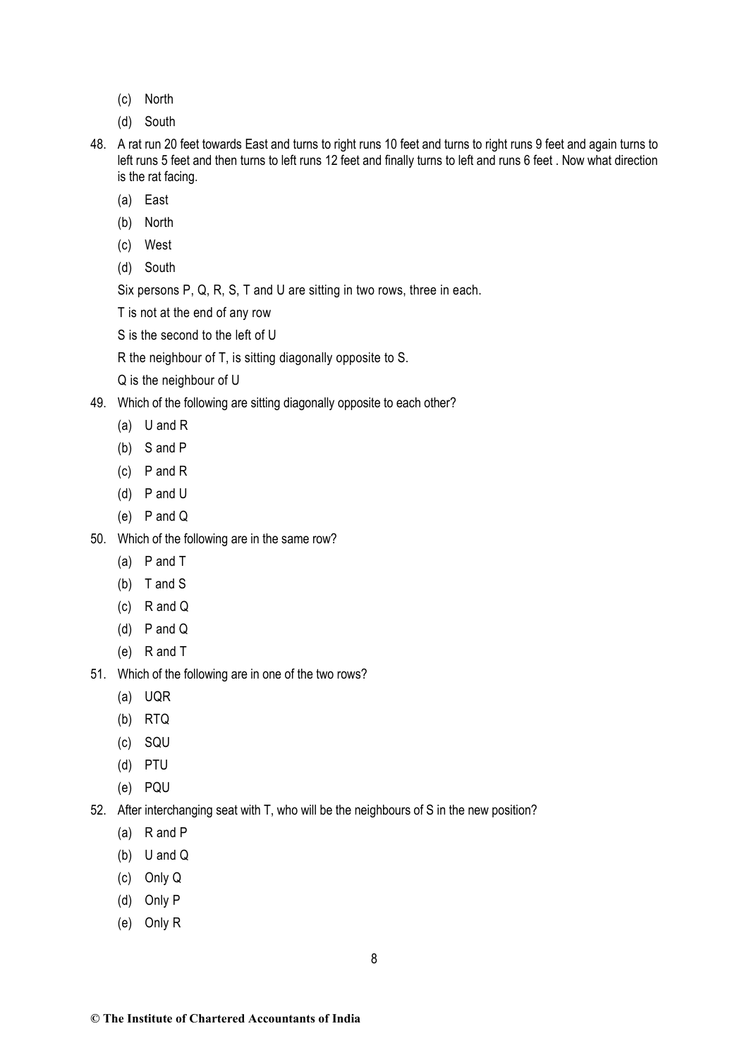(c) North

(d) South

48. A rat run 20 feet towards East and turns to right runs 10 feet and turns to right runs 9 feet and again turns to left runs 5 feet and then turns to left runs 12 feet and finally turns to left and runs 6 feet . Now what direction is the rat facing.

    (a) East

    (b) North

    (c) West

    (d) South

Six persons P, Q, R, S, T and U are sitting in two rows, three in each.

T is not at the end of any row

S is the second to the left of U

R the neighbour of T, is sitting diagonally opposite to S.

Q is the neighbour of U

49. Which of the following are sitting diagonally opposite to each other?

    (a) U and R

    (b) S and P

    (c) P and R

    (d) P and U

    (e) P and Q

50. Which of the following are in the same row?

    (a) P and T

    (b) T and S

    (c) R and Q

    (d) P and Q

    (e) R and T

51. Which of the following are in one of the two rows?

    (a) UQR

    (b) RTQ

    (c) SQU

    (d) PTU

    (e) PQU

52. After interchanging seat with T, who will be the neighbours of S in the new position?

    (a) R and P

    (b) U and Q

    (c) Only Q

    (d) Only P

    (e) Only R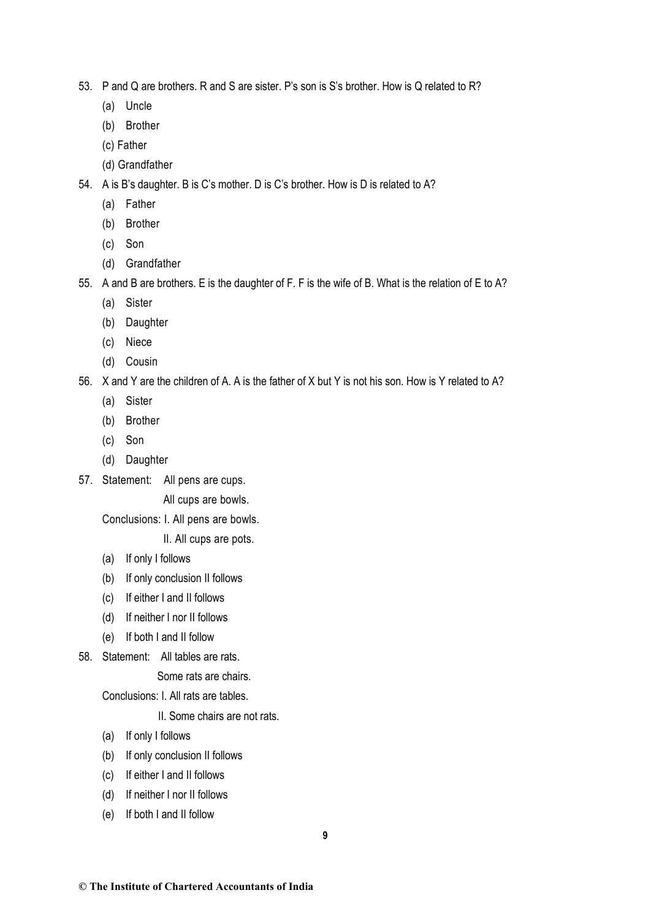53. P and Q are brothers. R and S are sister. P's son is S's brother. How is Q related to R?
    (a) Uncle
    (b) Brother
    (c) Father
    (d) Grandfather

54. A is B's daughter. B is C's mother. D is C's brother. How is D is related to A?
    (a) Father
    (b) Brother
    (c) Son
    (d) Grandfather

55. A and B are brothers. E is the daughter of F. F is the wife of B. What is the relation of E to A?
    (a) Sister
    (b) Daughter
    (c) Niece
    (d) Cousin

56. X and Y are the children of A. A is the father of X but Y is not his son. How is Y related to A?
    (a) Sister
    (b) Brother
    (c) Son
    (d) Daughter

57. Statement: All pens are cups.
    All cups are bowls.
    
    Conclusions: I. All pens are bowls.
    II. All cups are pots.
    (a) If only I follows
    (b) If only conclusion II follows
    (c) If either I and II follows
    (d) If neither I nor II follows
    (e) If both I and II follow

58. Statement: All tables are rats.
    Some rats are chairs.
    
    Conclusions: I. All rats are tables.
    II. Some chairs are not rats.
    (a) If only I follows
    (b) If only conclusion II follows
    (c) If either I and II follows
    (d) If neither I nor II follows
    (e) If both I and II follow

© The Institute of Chartered Accountants of India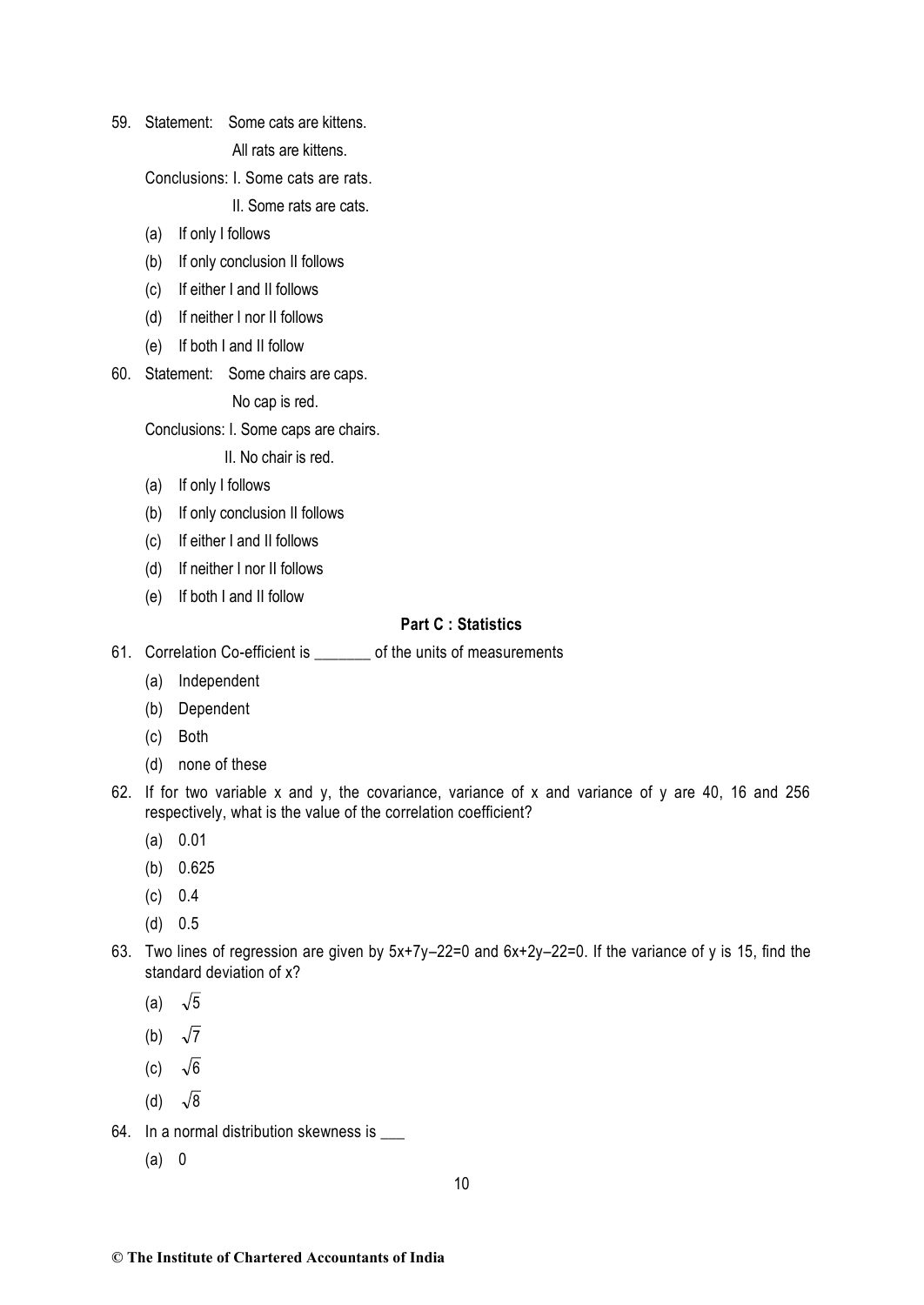59. Statement: Some cats are kittens.

    All rats are kittens.

    Conclusions: I. Some cats are rats.

    II. Some rats are cats.

    (a) If only I follows
    (b) If only conclusion II follows
    (c) If either I and II follows
    (d) If neither I nor II follows
    (e) If both I and II follow

60. Statement: Some chairs are caps.

    No cap is red.

    Conclusions: I. Some caps are chairs.

    II. No chair is red.

    (a) If only I follows
    (b) If only conclusion II follows
    (c) If either I and II follows
    (d) If neither I nor II follows
    (e) If both I and II follow

### Part C : Statistics

61. Correlation Co-efficient is _______ of the units of measurements
    (a) Independent
    (b) Dependent
    (c) Both
    (d) none of these

62. If for two variable x and y, the covariance, variance of x and variance of y are 40, 16 and 256 respectively, what is the value of the correlation coefficient?
    (a) 0.01
    (b) 0.625
    (c) 0.4
    (d) 0.5

63. Two lines of regression are given by $5x+7y-22=0$ and $6x+2y-22=0$. If the variance of y is 15, find the standard deviation of x?
    (a) $\sqrt{5}$
    (b) $\sqrt{7}$
    (c) $\sqrt{6}$
    (d) $\sqrt{8}$

64. In a normal distribution skewness is ___
    (a) 0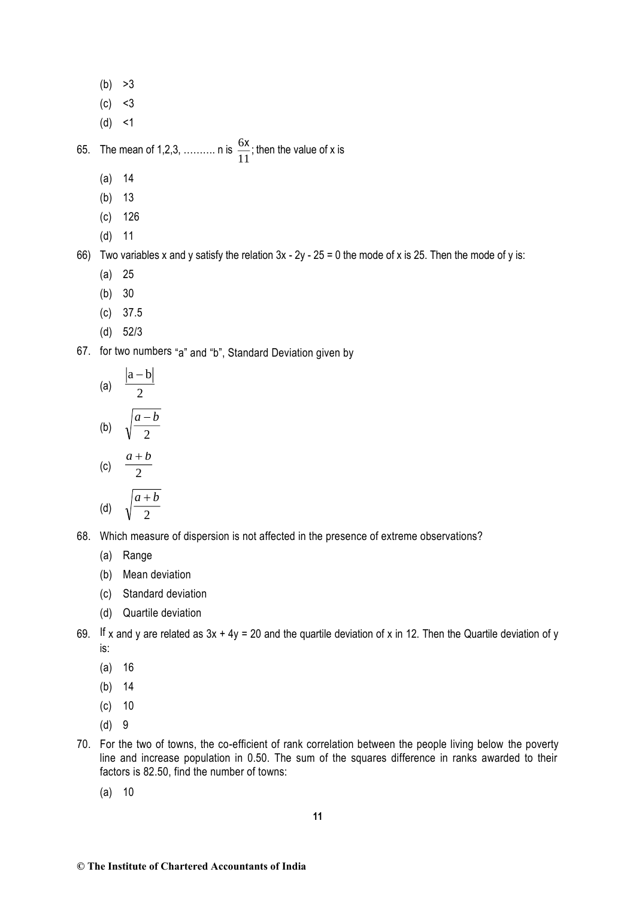(b) >3

(c) <3

(d) <1

65. The mean of 1,2,3, ………. n is $\frac{6x}{11}$; then the value of x is

(a) 14

(b) 13

(c) 126

(d) 11

66) Two variables x and y satisfy the relation 3x - 2y - 25 = 0 the mode of x is 25. Then the mode of y is:

(a) 25

(b) 30

(c) 37.5

(d) 52/3

67. for two numbers "a" and "b", Standard Deviation given by

(a) $\frac{|a-b|}{2}$

(b) $\sqrt{\frac{a-b}{2}}$

(c) $\frac{a+b}{2}$

(d) $\sqrt{\frac{a+b}{2}}$

68. Which measure of dispersion is not affected in the presence of extreme observations?

(a) Range

(b) Mean deviation

(c) Standard deviation

(d) Quartile deviation

69. If x and y are related as 3x + 4y = 20 and the quartile deviation of x in 12. Then the Quartile deviation of y is:

(a) 16

(b) 14

(c) 10

(d) 9

70. For the two of towns, the co-efficient of rank correlation between the people living below the poverty line and increase population in 0.50. The sum of the squares difference in ranks awarded to their factors is 82.50, find the number of towns:

(a) 10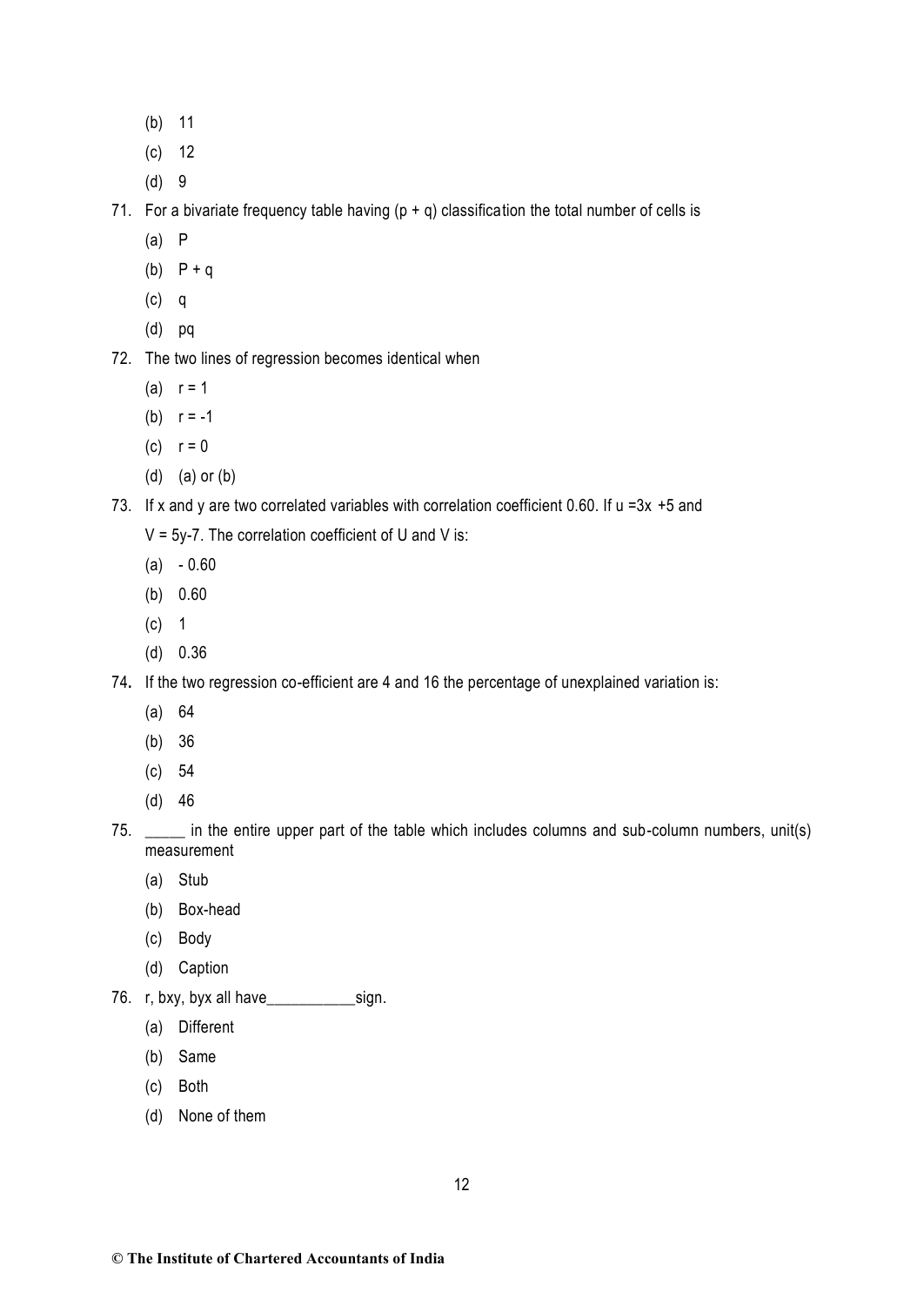(b) 11

(c) 12

(d) 9

71. For a bivariate frequency table having (p + q) classification the total number of cells is

(a) P

(b) P + q

(c) q

(d) pq

72. The two lines of regression becomes identical when

(a) r = 1

(b) r = -1

(c) r = 0

(d) (a) or (b)

73. If x and y are two correlated variables with correlation coefficient 0.60. If u =3x +5 and V = 5y-7. The correlation coefficient of U and V is:

(a) - 0.60

(b) 0.60

(c) 1

(d) 0.36

74. If the two regression co-efficient are 4 and 16 the percentage of unexplained variation is:

(a) 64

(b) 36

(c) 54

(d) 46

75. _____ in the entire upper part of the table which includes columns and sub-column numbers, unit(s) measurement

(a) Stub

(b) Box-head

(c) Body

(d) Caption

76. r, bxy, byx all have___________sign.

(a) Different

(b) Same

(c) Both

(d) None of them

**© The Institute of Chartered Accountants of India**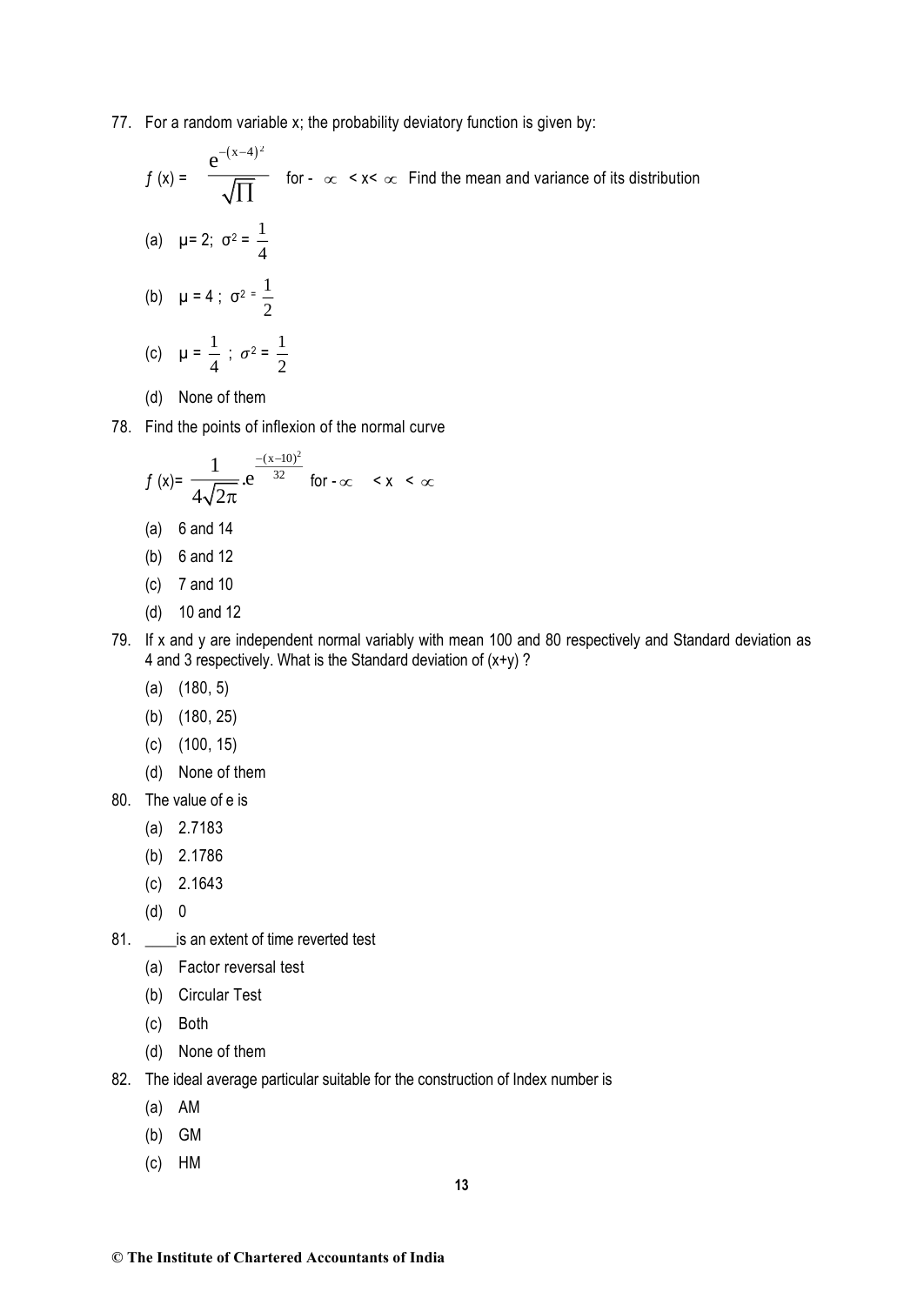77. For a random variable x; the probability deviatory function is given by:

    $f(x) = \dfrac{e^{-(x-4)^2}}{\sqrt{\Pi}}$ for $-\infty < x < \infty$ Find the mean and variance of its distribution

    (a) $\mu = 2;\ \sigma^2 = \frac{1}{4}$

    (b) $\mu = 4;\ \sigma^2 = \frac{1}{2}$

    (c) $\mu = \frac{1}{4};\ \sigma^2 = \frac{1}{2}$

    (d) None of them

78. Find the points of inflexion of the normal curve

    $f(x) = \dfrac{1}{4\sqrt{2\pi}}.e^{\frac{-(x-10)^2}{32}}$ for $-\infty < x < \infty$

    (a) 6 and 14

    (b) 6 and 12

    (c) 7 and 10

    (d) 10 and 12

79. If x and y are independent normal variably with mean 100 and 80 respectively and Standard deviation as 4 and 3 respectively. What is the Standard deviation of (x+y) ?

    (a) (180, 5)

    (b) (180, 25)

    (c) (100, 15)

    (d) None of them

80. The value of e is

    (a) 2.7183

    (b) 2.1786

    (c) 2.1643

    (d) 0

81. ____is an extent of time reverted test

    (a) Factor reversal test

    (b) Circular Test

    (c) Both

    (d) None of them

82. The ideal average particular suitable for the construction of Index number is

    (a) AM

    (b) GM

    (c) HM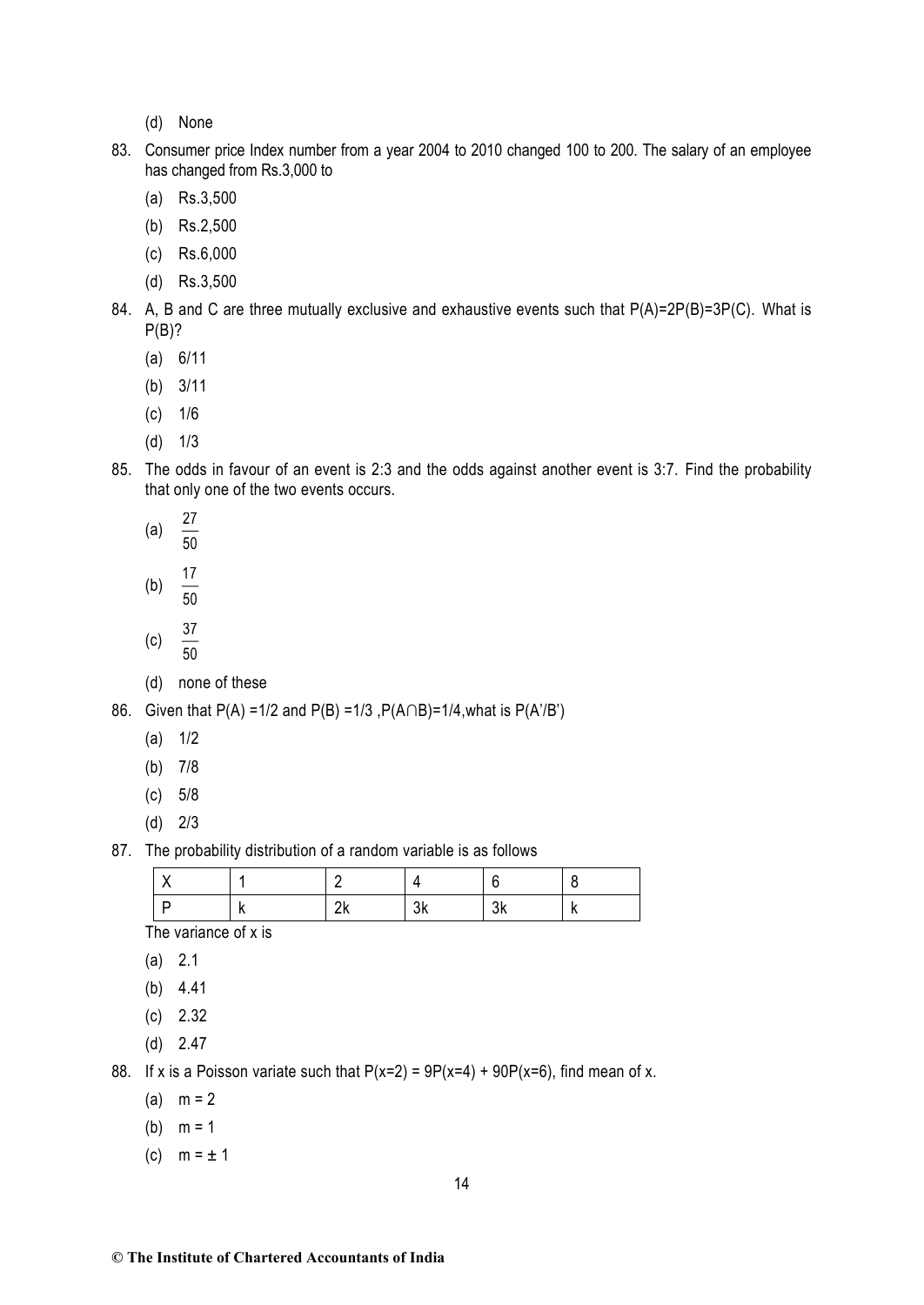(d) None

83. Consumer price Index number from a year 2004 to 2010 changed 100 to 200. The salary of an employee has changed from Rs.3,000 to

    (a) Rs.3,500

    (b) Rs.2,500

    (c) Rs.6,000

    (d) Rs.3,500

84. A, B and C are three mutually exclusive and exhaustive events such that P(A)=2P(B)=3P(C). What is P(B)?

    (a) 6/11

    (b) 3/11

    (c) 1/6

    (d) 1/3

85. The odds in favour of an event is 2:3 and the odds against another event is 3:7. Find the probability that only one of the two events occurs.

    (a) $\frac{27}{50}$

    (b) $\frac{17}{50}$

    (c) $\frac{37}{50}$

    (d) none of these

86. Given that P(A) =1/2 and P(B) =1/3 ,$P(A \cap B)$=1/4,what is P(A'/B')

    (a) 1/2

    (b) 7/8

    (c) 5/8

    (d) 2/3

87. The probability distribution of a random variable is as follows

| X | 1 | 2 | 4 | 6 | 8 |
|---|---|---|---|---|---|
| P | k | 2k | 3k | 3k | k |

    The variance of x is

    (a) 2.1

    (b) 4.41

    (c) 2.32

    (d) 2.47

88. If x is a Poisson variate such that P(x=2) = 9P(x=4) + 90P(x=6), find mean of x.

    (a) m = 2

    (b) m = 1

    (c) m = ± 1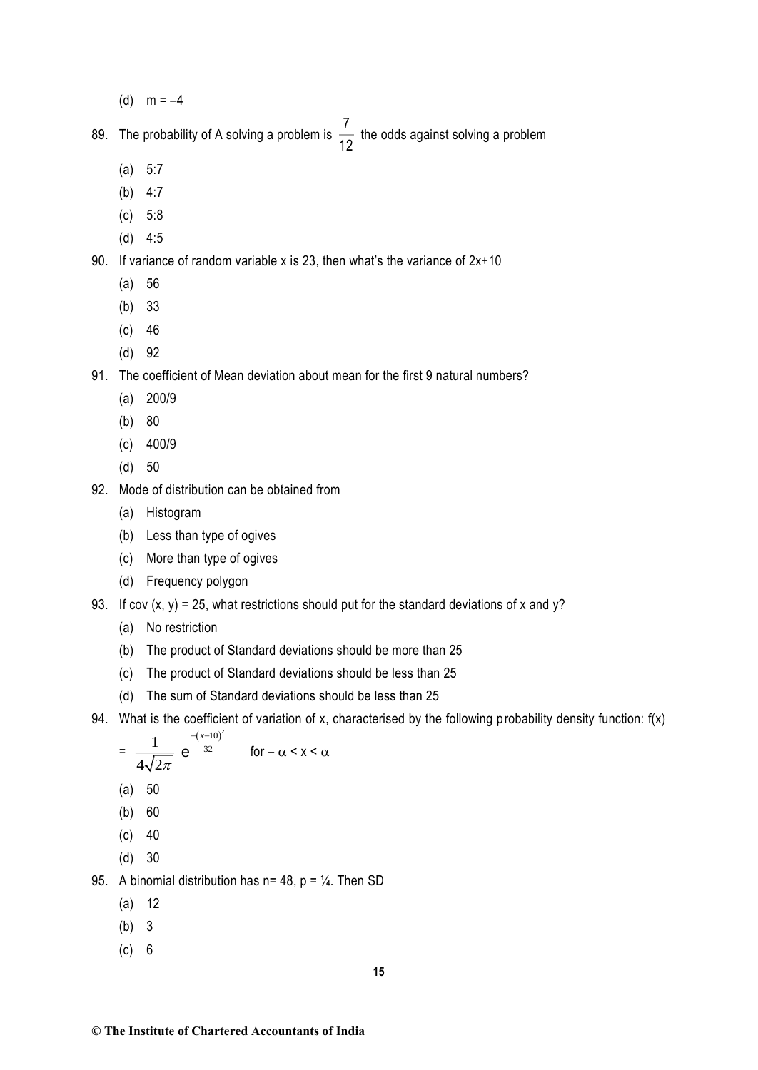(d) m = –4

89. The probability of A solving a problem is $\frac{7}{12}$ the odds against solving a problem

(a) 5:7

(b) 4:7

(c) 5:8

(d) 4:5

90. If variance of random variable x is 23, then what's the variance of 2x+10

(a) 56

(b) 33

(c) 46

(d) 92

91. The coefficient of Mean deviation about mean for the first 9 natural numbers?

(a) 200/9

(b) 80

(c) 400/9

(d) 50

92. Mode of distribution can be obtained from

(a) Histogram

(b) Less than type of ogives

(c) More than type of ogives

(d) Frequency polygon

93. If cov (x, y) = 25, what restrictions should put for the standard deviations of x and y?

(a) No restriction

(b) The product of Standard deviations should be more than 25

(c) The product of Standard deviations should be less than 25

(d) The sum of Standard deviations should be less than 25

94. What is the coefficient of variation of x, characterised by the following probability density function: f(x) $= \frac{1}{4\sqrt{2\pi}} e^{\frac{-(x-10)^2}{32}}$ for $-\alpha < x < \alpha$

(a) 50

(b) 60

(c) 40

(d) 30

95. A binomial distribution has n= 48, p = ¼. Then SD

(a) 12

(b) 3

(c) 6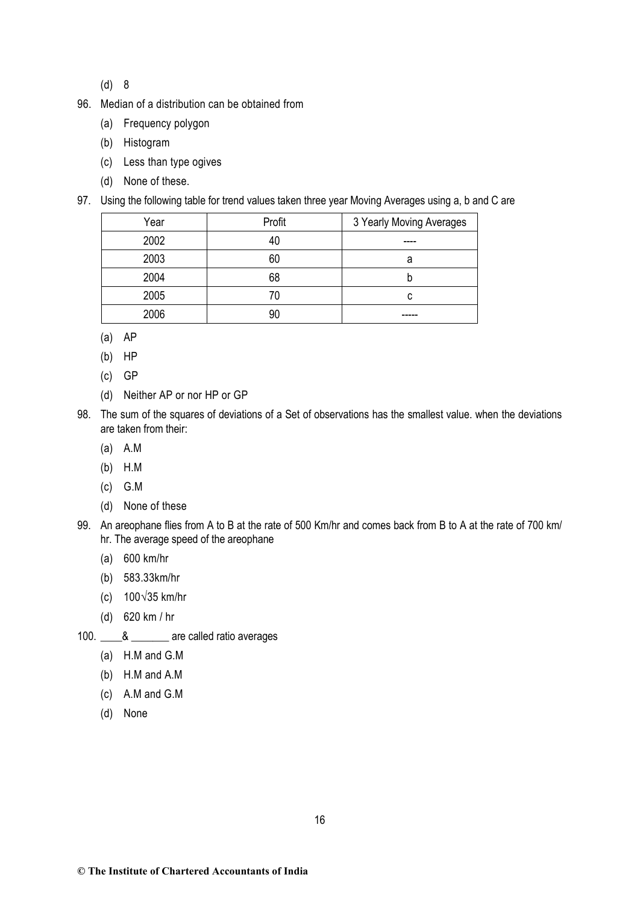(d) 8

96. Median of a distribution can be obtained from

    (a) Frequency polygon

    (b) Histogram

    (c) Less than type ogives

    (d) None of these.

97. Using the following table for trend values taken three year Moving Averages using a, b and C are

| Year | Profit | 3 Yearly Moving Averages |
|---|---|---|
| 2002 | 40 | ---- |
| 2003 | 60 | a |
| 2004 | 68 | b |
| 2005 | 70 | c |
| 2006 | 90 | ----- |

    (a) AP

    (b) HP

    (c) GP

    (d) Neither AP or nor HP or GP

98. The sum of the squares of deviations of a Set of observations has the smallest value. when the deviations are taken from their:

    (a) A.M

    (b) H.M

    (c) G.M

    (d) None of these

99. An areophane flies from A to B at the rate of 500 Km/hr and comes back from B to A at the rate of 700 km/hr. The average speed of the areophane

    (a) 600 km/hr

    (b) 583.33km/hr

    (c) $100\sqrt{35}$ km/hr

    (d) 620 km / hr

100. ____& _______ are called ratio averages

    (a) H.M and G.M

    (b) H.M and A.M

    (c) A.M and G.M

    (d) None

**© The Institute of Chartered Accountants of India**